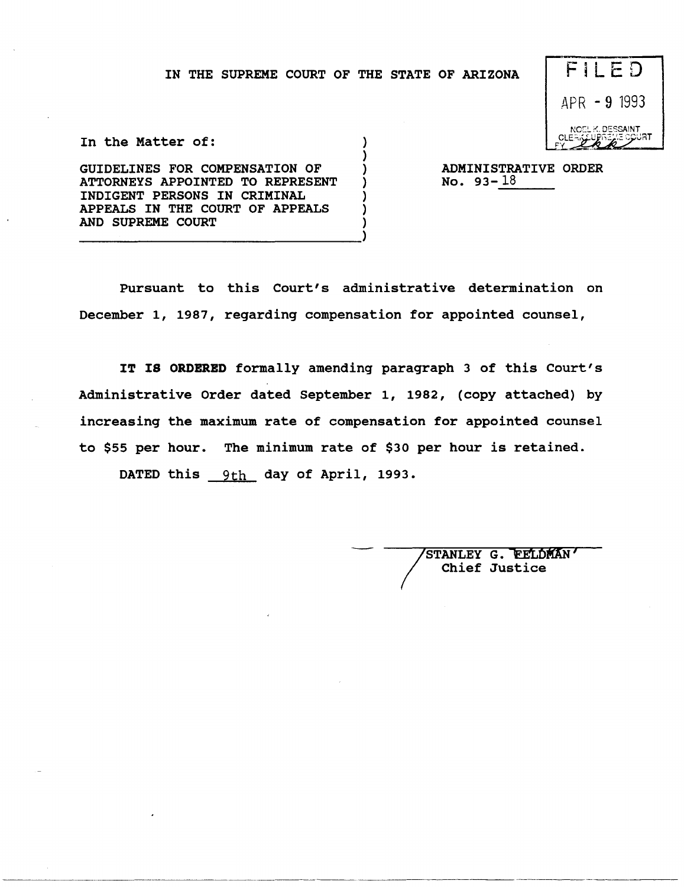IN THE SUPREME COURT OF THE STATE OF ARIZONA

FILED
APR - 9 1993
NOEL K. DESSAINT
CLERK SUPREME COURT

In the Matter of:

GUIDELINES FOR COMPENSATION OF ATTORNEYS APPOINTED TO REPRESENT INDIGENT PERSONS IN CRIMINAL APPEALS IN THE COURT OF APPEALS AND SUPREME COURT

ADMINISTRATIVE ORDER No. 93-18

Pursuant to this Court's administrative determination on December 1, 1987, regarding compensation for appointed counsel,

**IT IS ORDERED** formally amending paragraph 3 of this Court's Administrative Order dated September 1, 1982, (copy attached) by increasing the maximum rate of compensation for appointed counsel to $55 per hour. The minimum rate of $30 per hour is retained.

DATED this 9th day of April, 1993.

/STANLEY G. FELDMAN
Chief Justice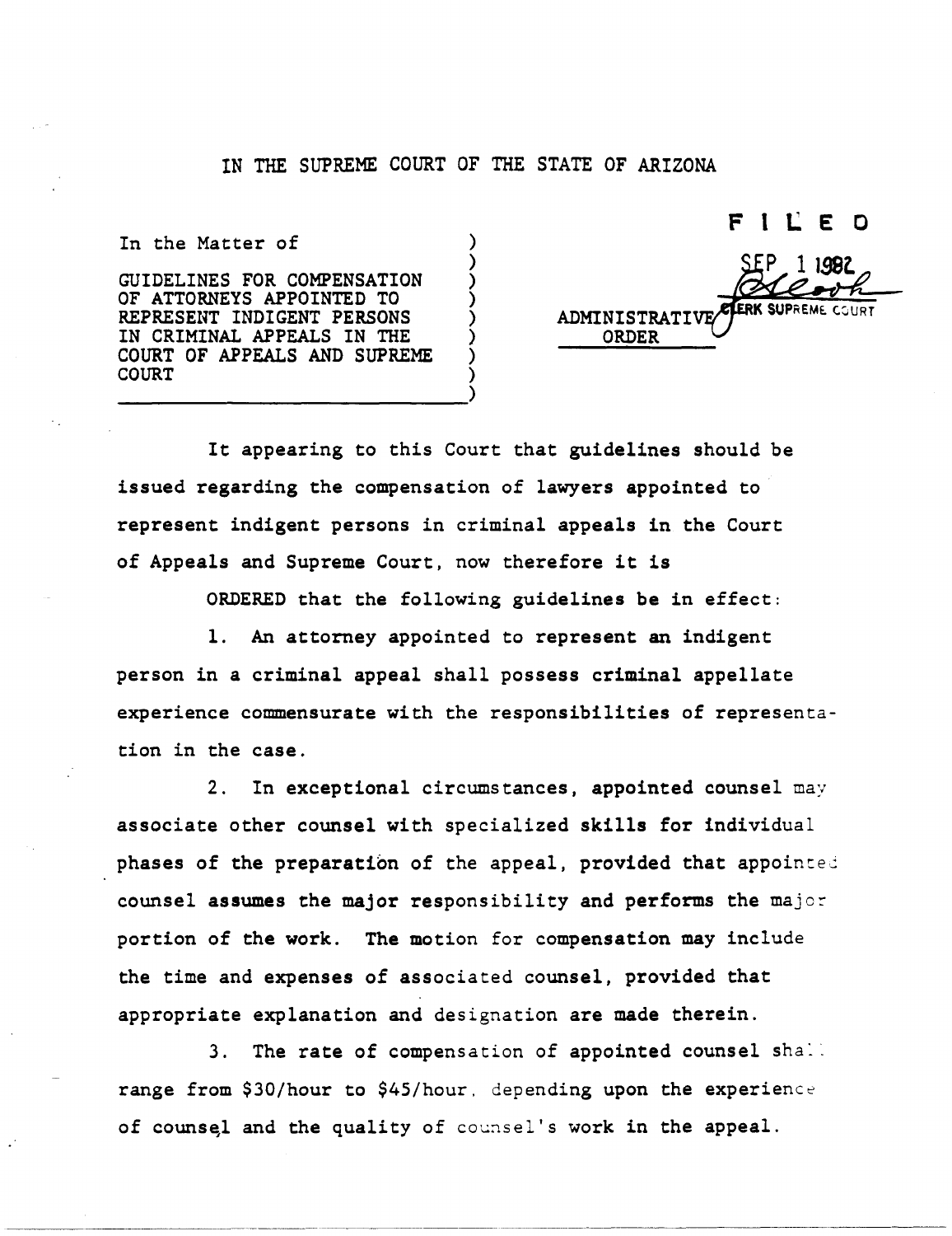IN THE SUPREME COURT OF THE STATE OF ARIZONA

In the Matter of

GUIDELINES FOR COMPENSATION OF ATTORNEYS APPOINTED TO REPRESENT INDIGENT PERSONS IN CRIMINAL APPEALS IN THE COURT OF APPEALS AND SUPREME COURT

ADMINISTRATIVE ORDER

FILED
SEP 1 1982
CLERK SUPREME COURT

It appearing to this Court that guidelines should be issued regarding the compensation of lawyers appointed to represent indigent persons in criminal appeals in the Court of Appeals and Supreme Court, now therefore it is

ORDERED that the following guidelines be in effect:

1. An attorney appointed to represent an indigent person in a criminal appeal shall possess criminal appellate experience commensurate with the responsibilities of representation in the case.

2. In exceptional circumstances, appointed counsel may associate other counsel with specialized skills for individual phases of the preparation of the appeal, provided that appointed counsel assumes the major responsibility and performs the major portion of the work. The motion for compensation may include the time and expenses of associated counsel, provided that appropriate explanation and designation are made therein.

3. The rate of compensation of appointed counsel shall range from $30/hour to $45/hour, depending upon the experience of counsel and the quality of counsel's work in the appeal.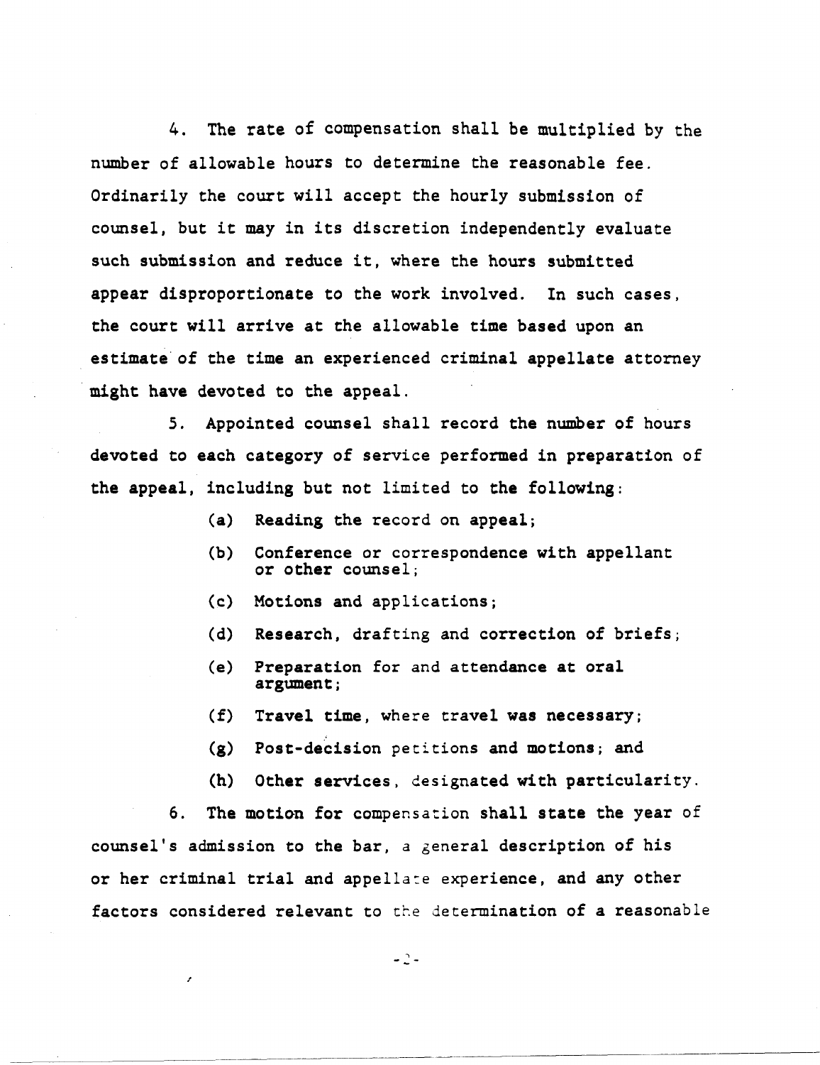4. The rate of compensation shall be multiplied by the number of allowable hours to determine the reasonable fee. Ordinarily the court will accept the hourly submission of counsel, but it may in its discretion independently evaluate such submission and reduce it, where the hours submitted appear disproportionate to the work involved. In such cases, the court will arrive at the allowable time based upon an estimate of the time an experienced criminal appellate attorney might have devoted to the appeal.

5. Appointed counsel shall record the number of hours devoted to each category of service performed in preparation of the appeal, including but not limited to the following:

(a) Reading the record on appeal;

(b) Conference or correspondence with appellant or other counsel;

(c) Motions and applications;

(d) Research, drafting and correction of briefs;

(e) Preparation for and attendance at oral argument;

(f) Travel time, where travel was necessary;

(g) Post-decision petitions and motions; and

(h) Other services, designated with particularity.

6. The motion for compensation shall state the year of counsel's admission to the bar, a general description of his or her criminal trial and appellate experience, and any other factors considered relevant to the determination of a reasonable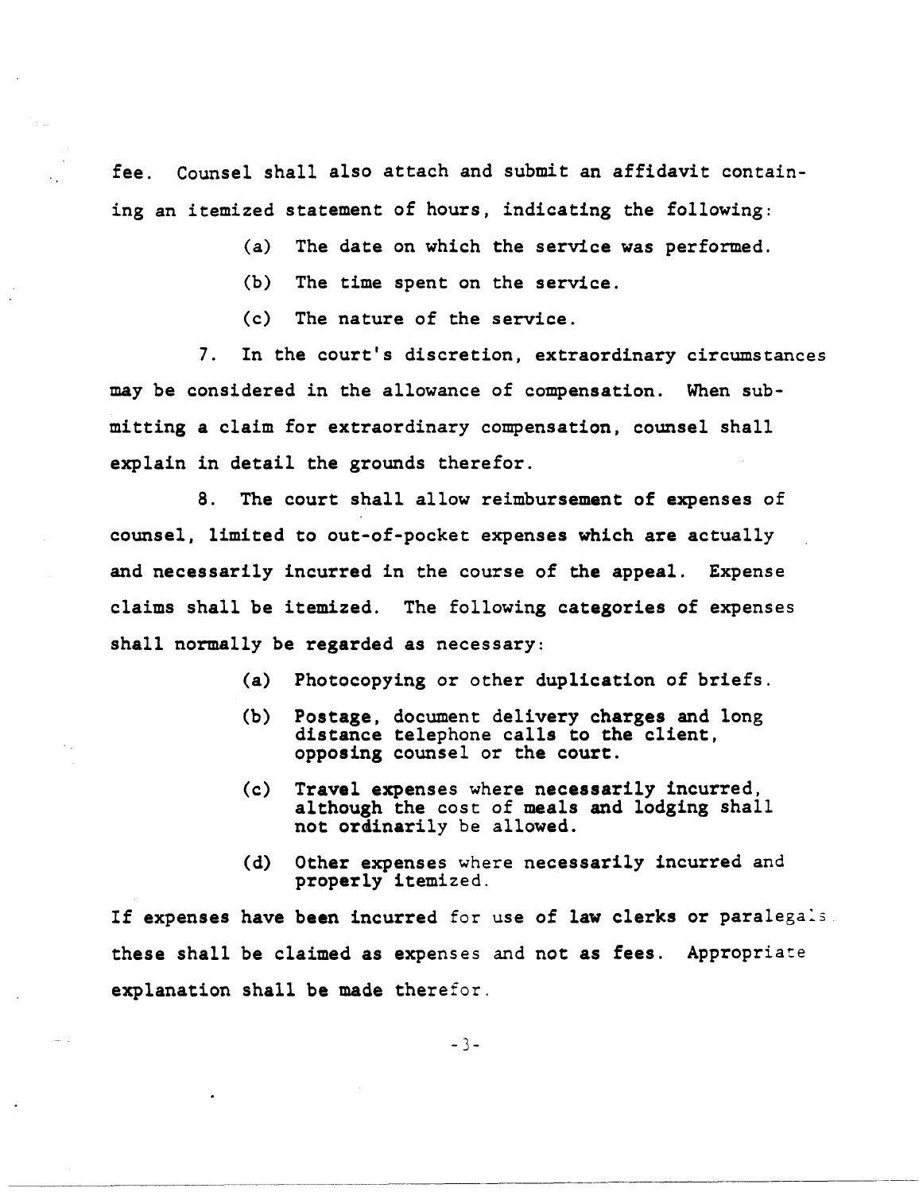fee. Counsel shall also attach and submit an affidavit containing an itemized statement of hours, indicating the following:

(a) The date on which the service was performed.

(b) The time spent on the service.

(c) The nature of the service.

7. In the court's discretion, extraordinary circumstances may be considered in the allowance of compensation. When submitting a claim for extraordinary compensation, counsel shall explain in detail the grounds therefor.

8. The court shall allow reimbursement of expenses of counsel, limited to out-of-pocket expenses which are actually and necessarily incurred in the course of the appeal. Expense claims shall be itemized. The following categories of expenses shall normally be regarded as necessary:

(a) Photocopying or other duplication of briefs.

(b) Postage, document delivery charges and long distance telephone calls to the client, opposing counsel or the court.

(c) Travel expenses where necessarily incurred, although the cost of meals and lodging shall not ordinarily be allowed.

(d) Other expenses where necessarily incurred and properly itemized.

If expenses have been incurred for use of law clerks or paralegals these shall be claimed as expenses and not as fees. Appropriate explanation shall be made therefor.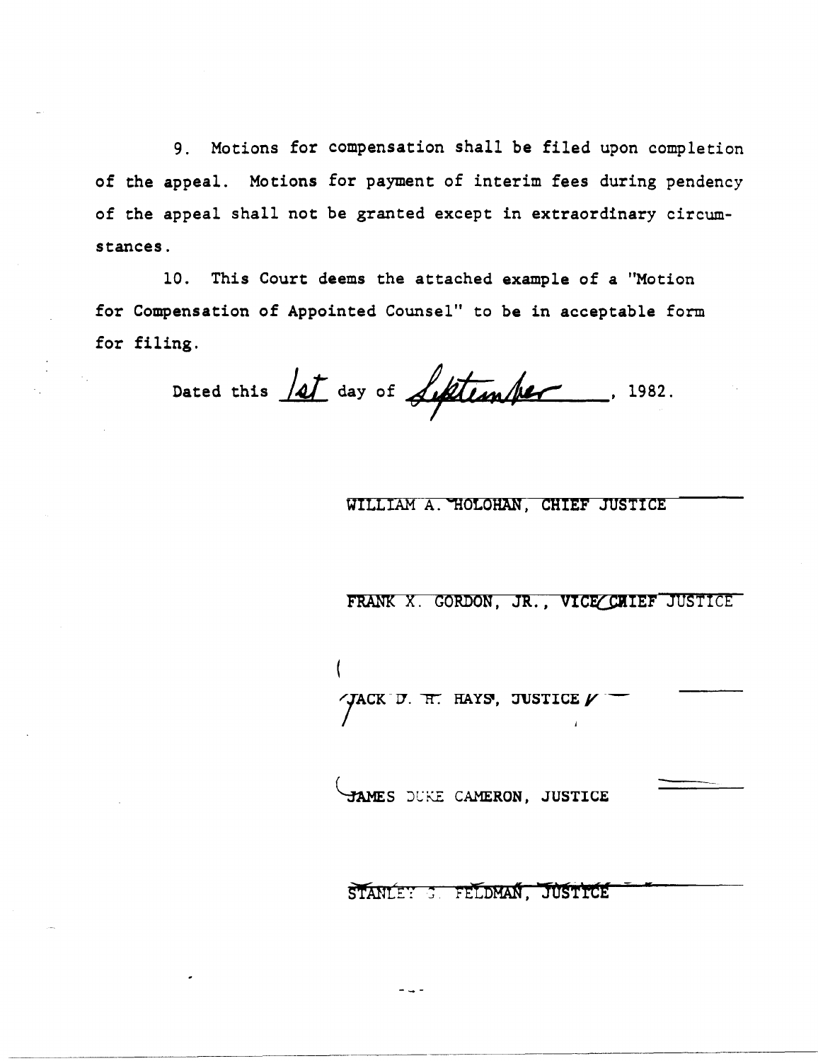9. Motions for compensation shall be filed upon completion of the appeal. Motions for payment of interim fees during pendency of the appeal shall not be granted except in extraordinary circumstances.

10. This Court deems the attached example of a "Motion for Compensation of Appointed Counsel" to be in acceptable form for filing.

Dated this 1st day of September, 1982.

WILLIAM A. HOLOHAN, CHIEF JUSTICE

FRANK X. GORDON, JR., VICE CHIEF JUSTICE

JACK D. H. HAYS, JUSTICE

JAMES DUKE CAMERON, JUSTICE

STANLEY G. FELDMAN, JUSTICE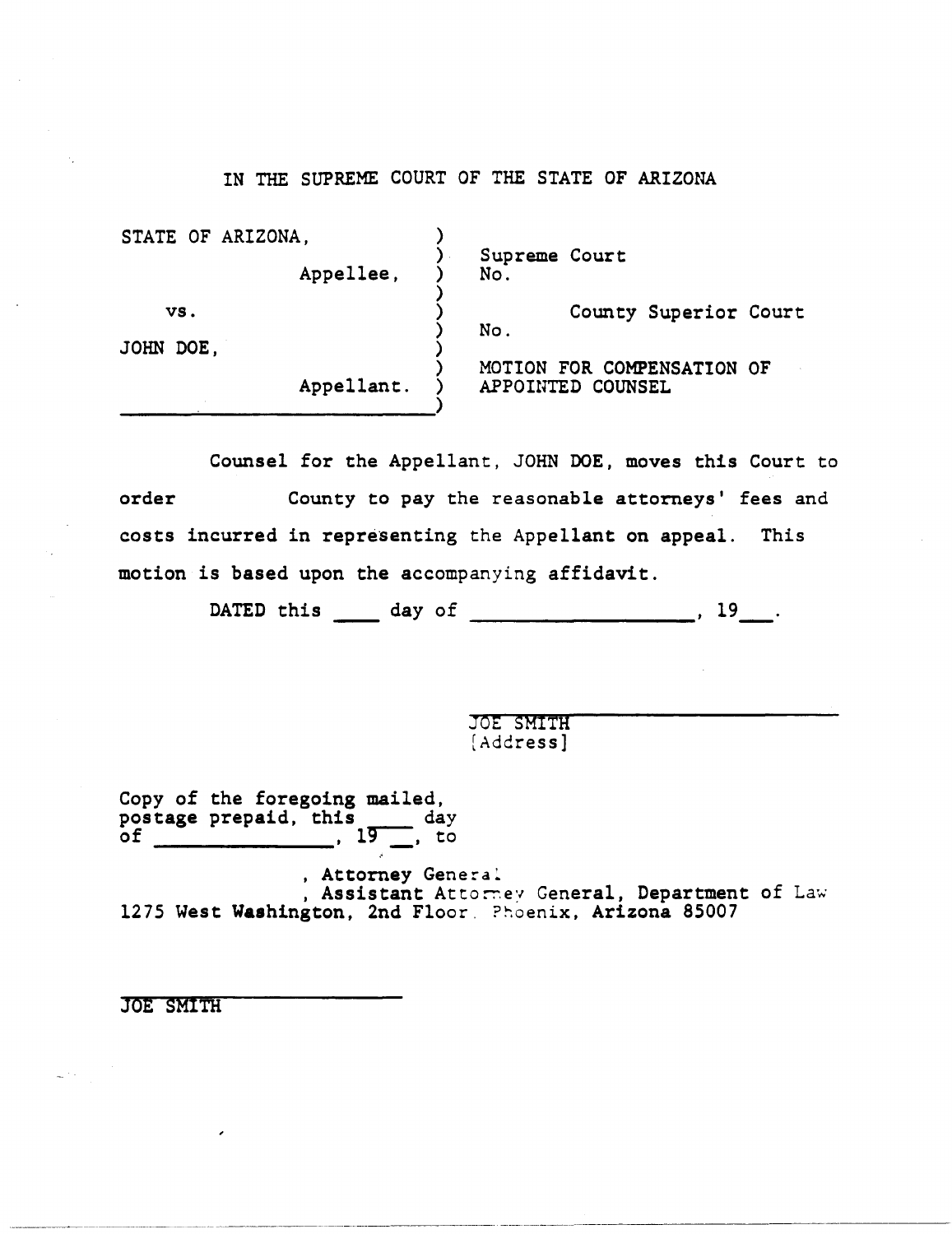IN THE SUPREME COURT OF THE STATE OF ARIZONA

| | | |
|---|---|---|
| STATE OF ARIZONA, | ) | |
| Appellee, | ) | Supreme Court No. |
| vs. | ) | County Superior Court No. |
| JOHN DOE, | ) | |
| Appellant. | ) | MOTION FOR COMPENSATION OF APPOINTED COUNSEL |

Counsel for the Appellant, JOHN DOE, moves this Court to order County to pay the reasonable attorneys' fees and costs incurred in representing the Appellant on appeal. This motion is based upon the accompanying affidavit.

DATED this ____ day of __________________, 19___.

JOE SMITH
[Address]

Copy of the foregoing mailed, postage prepaid, this ____ day of ______________, 19__, to

, Attorney General
, Assistant Attorney General, Department of Law
1275 West Washington, 2nd Floor, Phoenix, Arizona 85007

JOE SMITH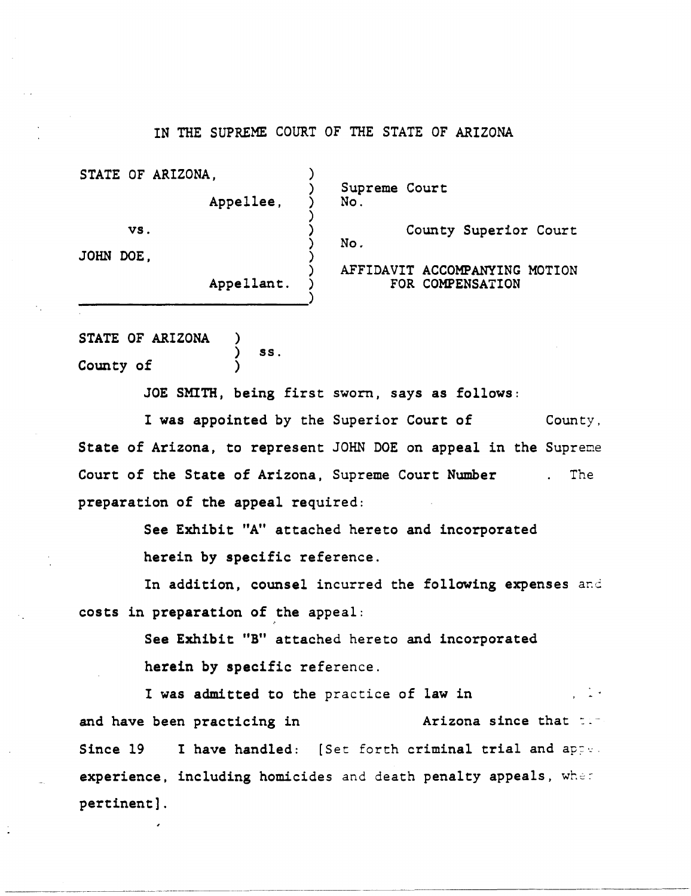IN THE SUPREME COURT OF THE STATE OF ARIZONA

| | | |
|---|---|---|
| STATE OF ARIZONA, | ) | Supreme Court |
| Appellee, | ) | No. |
| vs. | ) | County Superior Court |
| | ) | No. |
| JOHN DOE, | ) | AFFIDAVIT ACCOMPANYING MOTION |
| Appellant. | ) | FOR COMPENSATION |

STATE OF ARIZONA )
) ss.
County of )

JOE SMITH, being first sworn, says as follows:

I was appointed by the Superior Court of County, State of Arizona, to represent JOHN DOE on appeal in the Supreme Court of the State of Arizona, Supreme Court Number . The preparation of the appeal required:

See Exhibit "A" attached hereto and incorporated herein by specific reference.

In addition, counsel incurred the following expenses and costs in preparation of the appeal:

See Exhibit "B" attached hereto and incorporated herein by specific reference.

I was admitted to the practice of law in , 19 and have been practicing in Arizona since that time. Since 19 I have handled: [Set forth criminal trial and appellate experience, including homicides and death penalty appeals, where pertinent].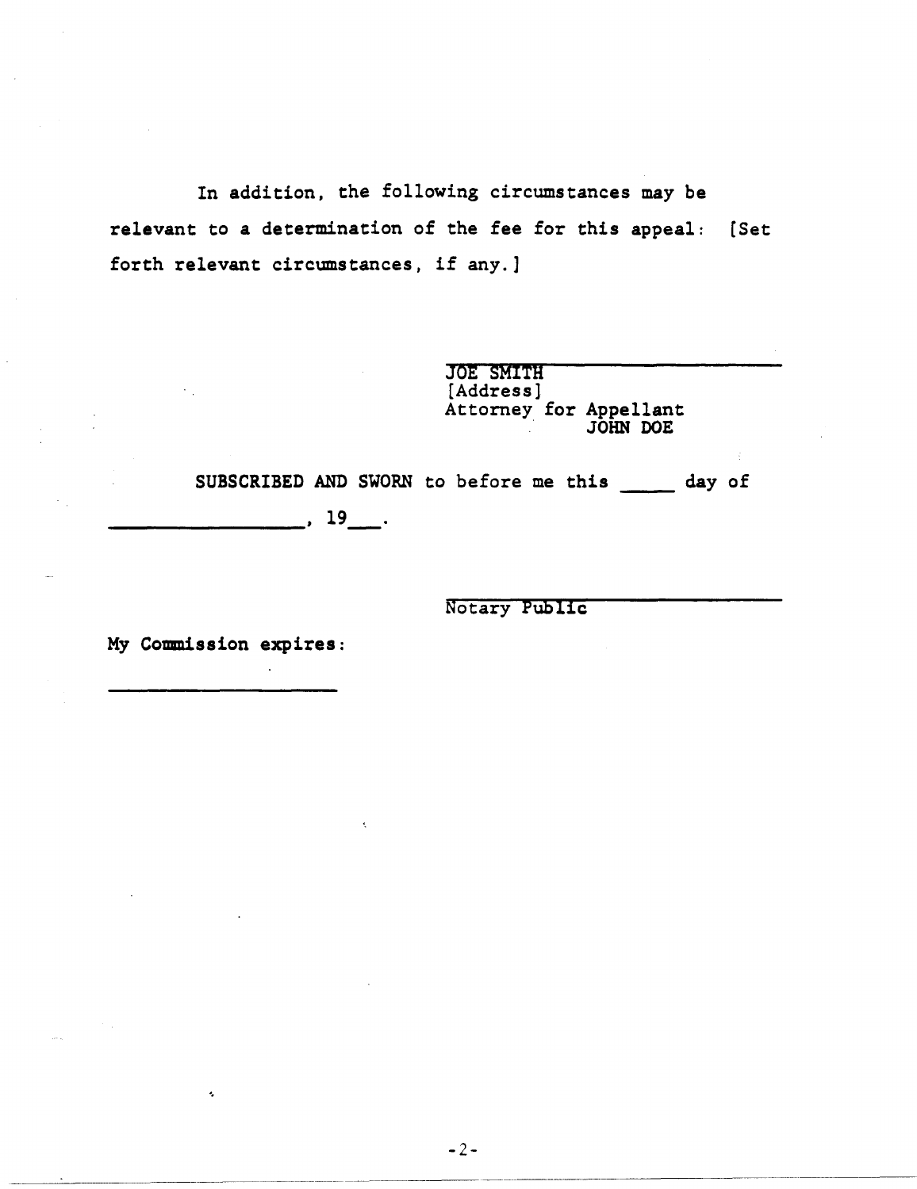In addition, the following circumstances may be relevant to a determination of the fee for this appeal: [Set forth relevant circumstances, if any.]

_______________________________
JOE SMITH
[Address]
Attorney for Appellant
JOHN DOE

SUBSCRIBED AND SWORN to before me this _____ day of _________________, 19___.

_______________________________
Notary Public

My Commission expires:

_____________________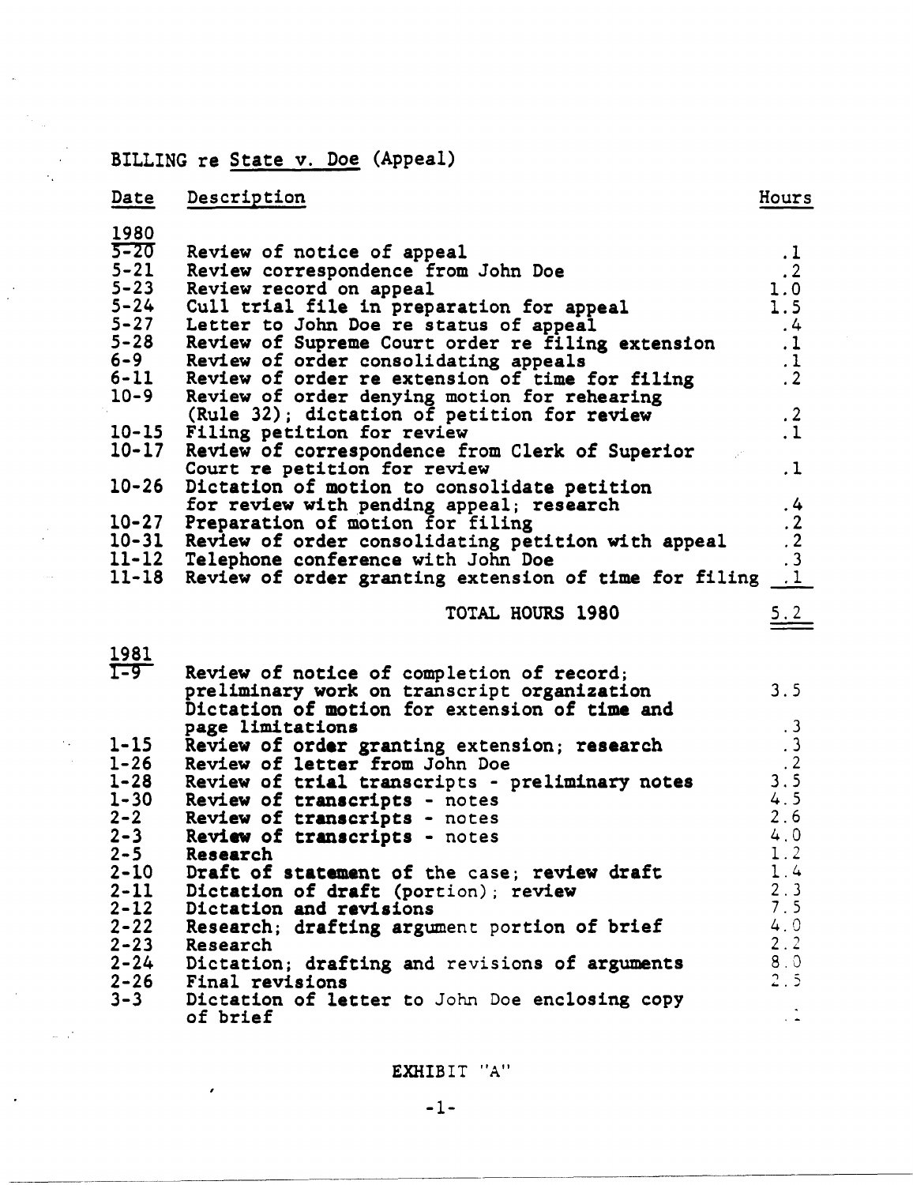BILLING re State v. Doe (Appeal)

| Date | Description | Hours |
|---|---|---|
| **1980** | | |
| 5-20 | Review of notice of appeal | .1 |
| 5-21 | Review correspondence from John Doe | .2 |
| 5-23 | Review record on appeal | 1.0 |
| 5-24 | Cull trial file in preparation for appeal | 1.5 |
| 5-27 | Letter to John Doe re status of appeal | .4 |
| 5-28 | Review of Supreme Court order re filing extension | .1 |
| 6-9 | Review of order consolidating appeals | .1 |
| 6-11 | Review of order re extension of time for filing | .2 |
| 10-9 | Review of order denying motion for rehearing (Rule 32); dictation of petition for review | .2 |
| 10-15 | Filing petition for review | .1 |
| 10-17 | Review of correspondence from Clerk of Superior Court re petition for review | .1 |
| 10-26 | Dictation of motion to consolidate petition for review with pending appeal; research | .4 |
| 10-27 | Preparation of motion for filing | .2 |
| 10-31 | Review of order consolidating petition with appeal | .2 |
| 11-12 | Telephone conference with John Doe | .3 |
| 11-18 | Review of order granting extension of time for filing | .1 |
| | TOTAL HOURS 1980 | 5.2 |
| **1981** | | |
| 1-9 | Review of notice of completion of record; preliminary work on transcript organization | 3.5 |
| | Dictation of motion for extension of time and page limitations | .3 |
| 1-15 | Review of order granting extension; research | .3 |
| 1-26 | Review of letter from John Doe | .2 |
| 1-28 | Review of trial transcripts - preliminary notes | 3.5 |
| 1-30 | Review of transcripts - notes | 4.5 |
| 2-2 | Review of transcripts - notes | 2.6 |
| 2-3 | Review of transcripts - notes | 4.0 |
| 2-5 | Research | 1.2 |
| 2-10 | Draft of statement of the case; review draft | 1.4 |
| 2-11 | Dictation of draft (portion); review | 2.3 |
| 2-12 | Dictation and revisions | 7.5 |
| 2-22 | Research; drafting argument portion of brief | 4.0 |
| 2-23 | Research | 2.2 |
| 2-24 | Dictation; drafting and revisions of arguments | 8.0 |
| 2-26 | Final revisions | 2.5 |
| 3-3 | Dictation of letter to John Doe enclosing copy of brief | .1 |

EXHIBIT "A"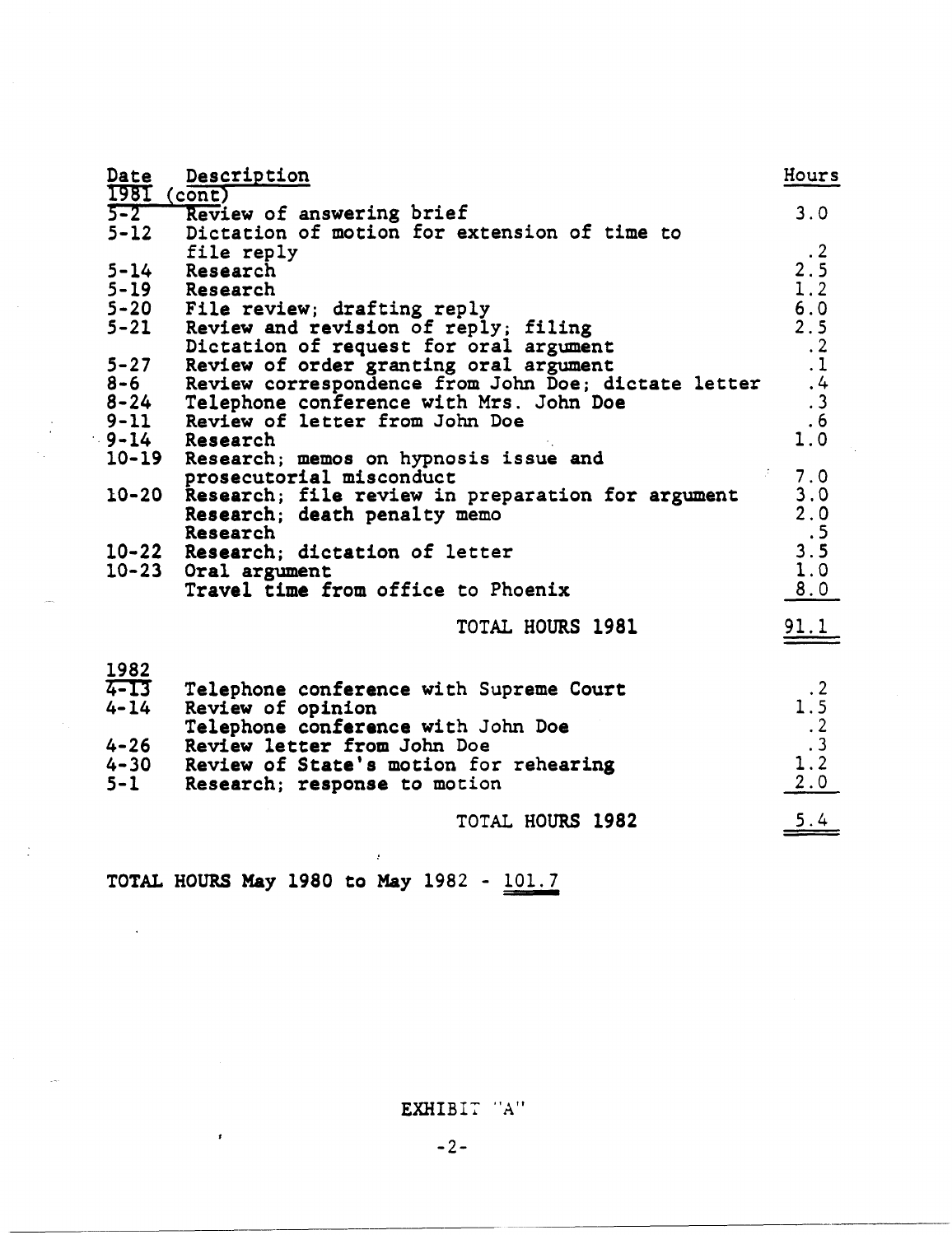| Date | Description | Hours |
|---|---|---|
| 1981 (cont) | | |
| 5-2 | Review of answering brief | 3.0 |
| 5-12 | Dictation of motion for extension of time to file reply | .2 |
| 5-14 | Research | 2.5 |
| 5-19 | Research | 1.2 |
| 5-20 | File review; drafting reply | 6.0 |
| 5-21 | Review and revision of reply; filing | 2.5 |
| | Dictation of request for oral argument | .2 |
| 5-27 | Review of order granting oral argument | .1 |
| 8-6 | Review correspondence from John Doe; dictate letter | .4 |
| 8-24 | Telephone conference with Mrs. John Doe | .3 |
| 9-11 | Review of letter from John Doe | .6 |
| 9-14 | Research | 1.0 |
| 10-19 | Research; memos on hypnosis issue and prosecutorial misconduct | 7.0 |
| 10-20 | Research; file review in preparation for argument | 3.0 |
| | Research; death penalty memo | 2.0 |
| | Research | .5 |
| 10-22 | Research; dictation of letter | 3.5 |
| 10-23 | Oral argument | 1.0 |
| | Travel time from office to Phoenix | 8.0 |
| | TOTAL HOURS 1981 | 91.1 |
| 1982 | | |
| 4-13 | Telephone conference with Supreme Court | .2 |
| 4-14 | Review of opinion | 1.5 |
| | Telephone conference with John Doe | .2 |
| 4-26 | Review letter from John Doe | .3 |
| 4-30 | Review of State's motion for rehearing | 1.2 |
| 5-1 | Research; response to motion | 2.0 |
| | TOTAL HOURS 1982 | 5.4 |

TOTAL HOURS May 1980 to May 1982 - 101.7

EXHIBIT "A"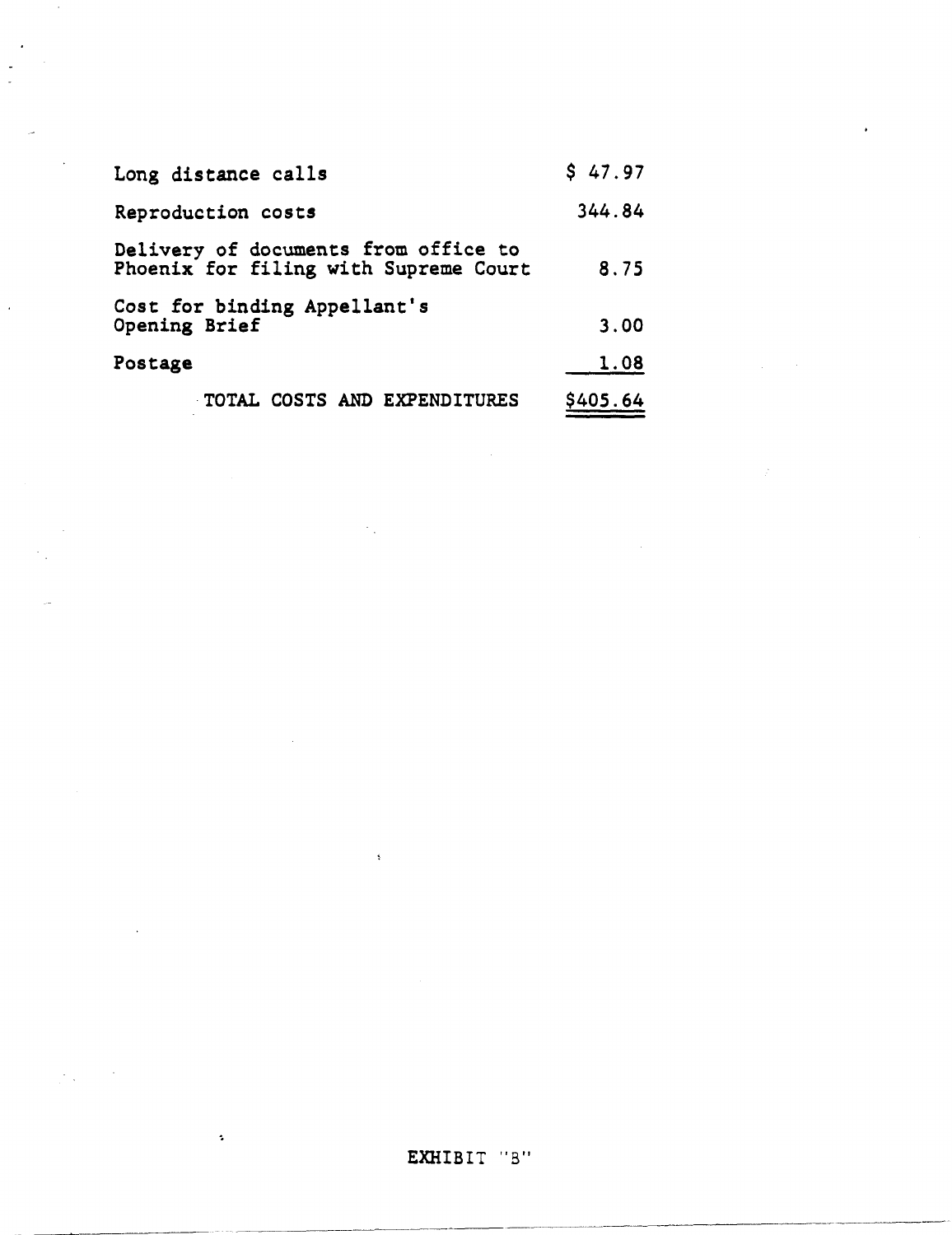| | |
|---|---|
| Long distance calls | $ 47.97 |
| Reproduction costs | 344.84 |
| Delivery of documents from office to Phoenix for filing with Supreme Court | 8.75 |
| Cost for binding Appellant's Opening Brief | 3.00 |
| Postage | 1.08 |
| TOTAL COSTS AND EXPENDITURES | $405.64 |

EXHIBIT "B"